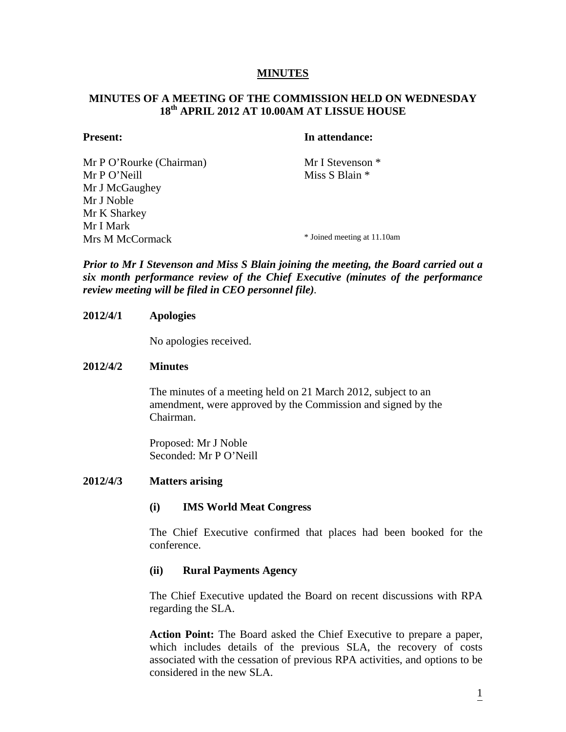# MINUTES

## MINUTES OF A MEETING OF THE COMMISSION HELD ON WEDNESDAY 18th APRIL 2012 AT 10.00AM AT LISSUE HOUSE

| **Present:** | **In attendance:** |
|---|---|
| Mr P O'Rourke (Chairman) | Mr I Stevenson * |
| Mr P O'Neill | Miss S Blain * |
| Mr J McGaughey | |
| Mr J Noble | |
| Mr K Sharkey | |
| Mr I Mark | |
| Mrs M McCormack | * Joined meeting at 11.10am |

***Prior to Mr I Stevenson and Miss S Blain joining the meeting, the Board carried out a six month performance review of the Chief Executive (minutes of the performance review meeting will be filed in CEO personnel file).***

**2012/4/1 Apologies**

No apologies received.

**2012/4/2 Minutes**

The minutes of a meeting held on 21 March 2012, subject to an amendment, were approved by the Commission and signed by the Chairman.

Proposed: Mr J Noble
Seconded: Mr P O'Neill

**2012/4/3 Matters arising**

**(i) IMS World Meat Congress**

The Chief Executive confirmed that places had been booked for the conference.

**(ii) Rural Payments Agency**

The Chief Executive updated the Board on recent discussions with RPA regarding the SLA.

**Action Point:** The Board asked the Chief Executive to prepare a paper, which includes details of the previous SLA, the recovery of costs associated with the cessation of previous RPA activities, and options to be considered in the new SLA.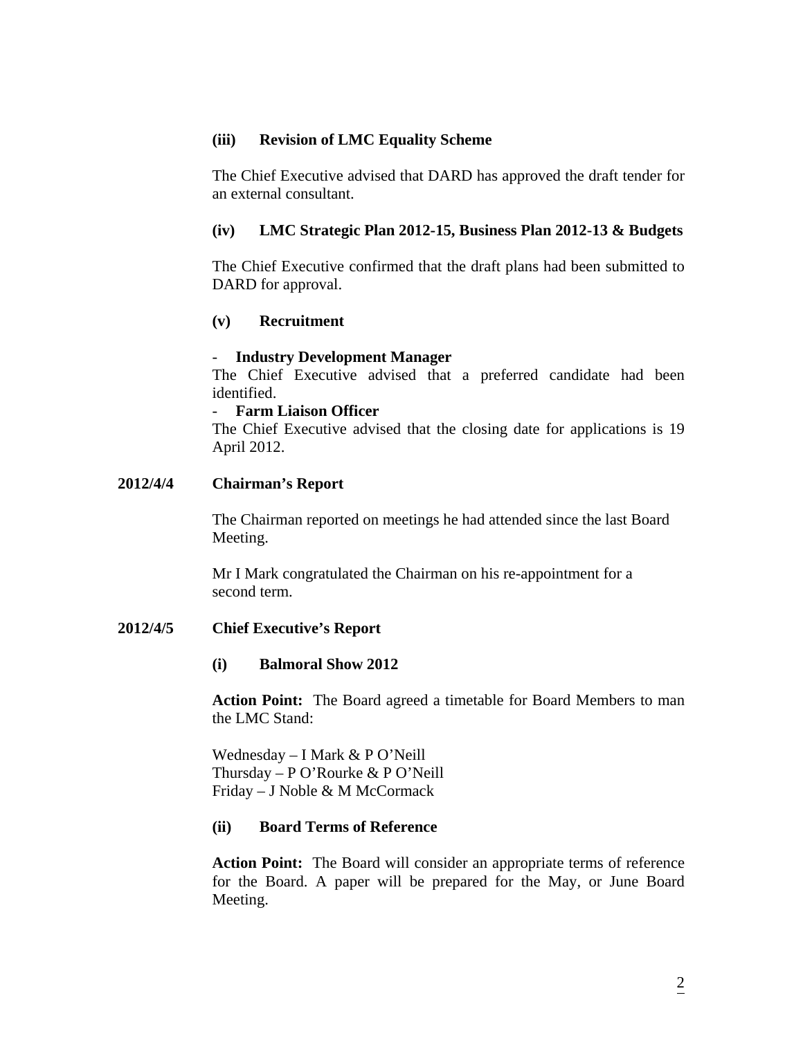**(iii) Revision of LMC Equality Scheme**

The Chief Executive advised that DARD has approved the draft tender for an external consultant.

**(iv) LMC Strategic Plan 2012-15, Business Plan 2012-13 & Budgets**

The Chief Executive confirmed that the draft plans had been submitted to DARD for approval.

**(v) Recruitment**

- **Industry Development Manager**

The Chief Executive advised that a preferred candidate had been identified.

- **Farm Liaison Officer**

The Chief Executive advised that the closing date for applications is 19 April 2012.

**2012/4/4 Chairman's Report**

The Chairman reported on meetings he had attended since the last Board Meeting.

Mr I Mark congratulated the Chairman on his re-appointment for a second term.

**2012/4/5 Chief Executive's Report**

**(i) Balmoral Show 2012**

**Action Point:** The Board agreed a timetable for Board Members to man the LMC Stand:

Wednesday – I Mark & P O'Neill
Thursday – P O'Rourke & P O'Neill
Friday – J Noble & M McCormack

**(ii) Board Terms of Reference**

**Action Point:** The Board will consider an appropriate terms of reference for the Board. A paper will be prepared for the May, or June Board Meeting.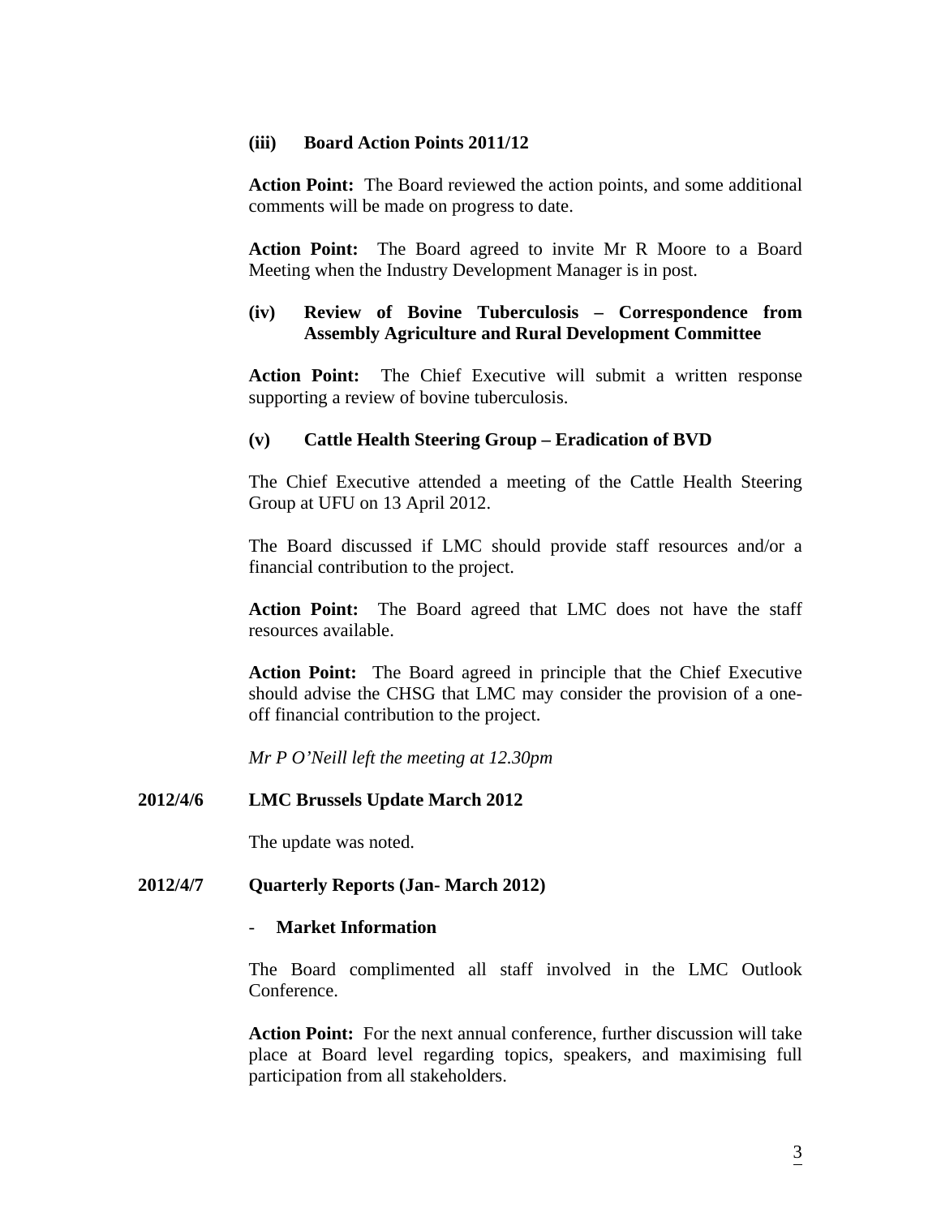### (iii) Board Action Points 2011/12

**Action Point:** The Board reviewed the action points, and some additional comments will be made on progress to date.

**Action Point:** The Board agreed to invite Mr R Moore to a Board Meeting when the Industry Development Manager is in post.

### (iv) Review of Bovine Tuberculosis – Correspondence from Assembly Agriculture and Rural Development Committee

**Action Point:** The Chief Executive will submit a written response supporting a review of bovine tuberculosis.

### (v) Cattle Health Steering Group – Eradication of BVD

The Chief Executive attended a meeting of the Cattle Health Steering Group at UFU on 13 April 2012.

The Board discussed if LMC should provide staff resources and/or a financial contribution to the project.

**Action Point:** The Board agreed that LMC does not have the staff resources available.

**Action Point:** The Board agreed in principle that the Chief Executive should advise the CHSG that LMC may consider the provision of a one-off financial contribution to the project.

*Mr P O'Neill left the meeting at 12.30pm*

## 2012/4/6 LMC Brussels Update March 2012

The update was noted.

## 2012/4/7 Quarterly Reports (Jan- March 2012)

- **Market Information**

The Board complimented all staff involved in the LMC Outlook Conference.

**Action Point:** For the next annual conference, further discussion will take place at Board level regarding topics, speakers, and maximising full participation from all stakeholders.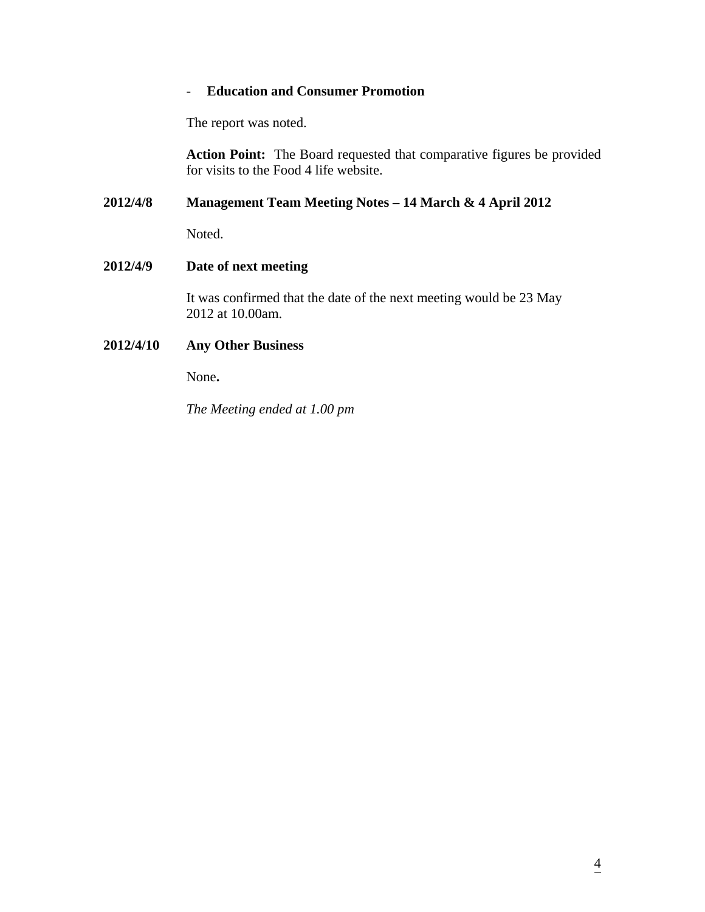- **Education and Consumer Promotion**

The report was noted.

**Action Point:** The Board requested that comparative figures be provided for visits to the Food 4 life website.

**2012/4/8 Management Team Meeting Notes – 14 March & 4 April 2012**

Noted.

**2012/4/9 Date of next meeting**

It was confirmed that the date of the next meeting would be 23 May 2012 at 10.00am.

**2012/4/10 Any Other Business**

None**.**

*The Meeting ended at 1.00 pm*